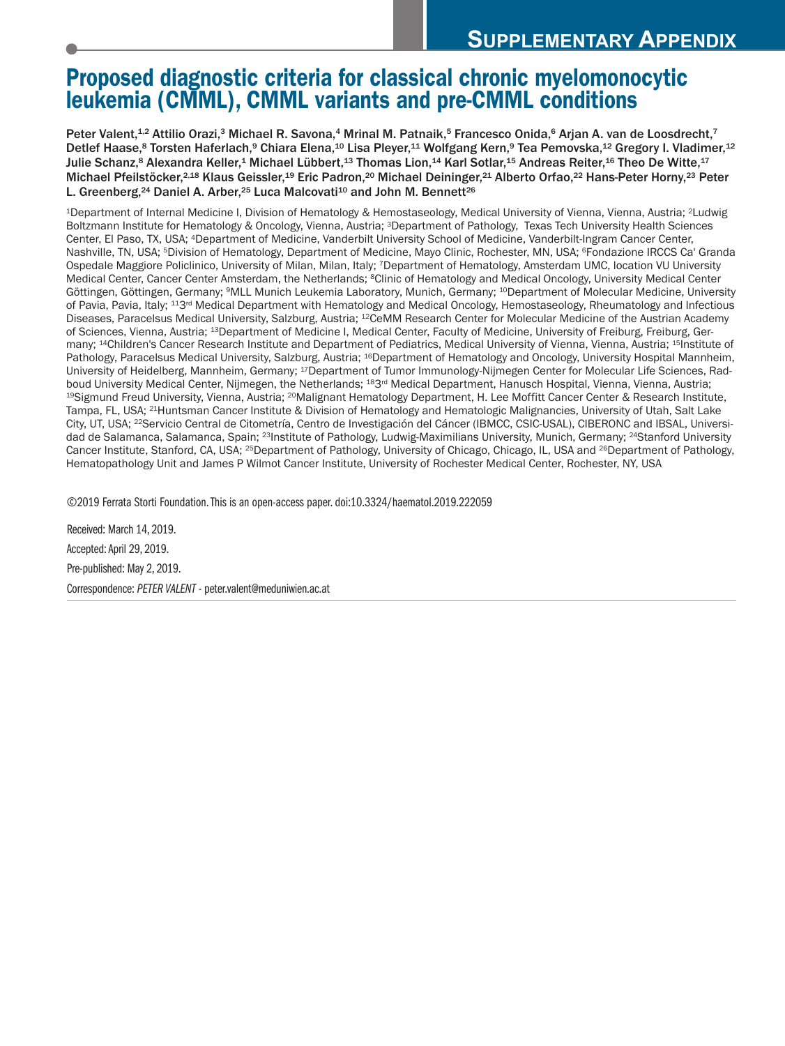# Supplementary Appendix

# Proposed diagnostic criteria for classical chronic myelomonocytic leukemia (CMML), CMML variants and pre-CMML conditions

Peter Valent,[1,2] Attilio Orazi,[3] Michael R. Savona,[4] Mrinal M. Patnaik,[5] Francesco Onida,[6] Arjan A. van de Loosdrecht,[7] Detlef Haase,[8] Torsten Haferlach,[9] Chiara Elena,[10] Lisa Pleyer,[11] Wolfgang Kern,[9] Tea Pemovska,[12] Gregory I. Vladimer,[12] Julie Schanz,[8] Alexandra Keller,[1] Michael Lübbert,[13] Thomas Lion,[14] Karl Sotlar,[15] Andreas Reiter,[16] Theo De Witte,[17] Michael Pfeilstöcker,[2,18] Klaus Geissler,[19] Eric Padron,[20] Michael Deininger,[21] Alberto Orfao,[22] Hans-Peter Horny,[23] Peter L. Greenberg,[24] Daniel A. Arber,[25] Luca Malcovati[10] and John M. Bennett[26]

[1]Department of Internal Medicine I, Division of Hematology & Hemostaseology, Medical University of Vienna, Vienna, Austria; [2]Ludwig Boltzmann Institute for Hematology & Oncology, Vienna, Austria; [3]Department of Pathology, Texas Tech University Health Sciences Center, El Paso, TX, USA; [4]Department of Medicine, Vanderbilt University School of Medicine, Vanderbilt-Ingram Cancer Center, Nashville, TN, USA; [5]Division of Hematology, Department of Medicine, Mayo Clinic, Rochester, MN, USA; [6]Fondazione IRCCS Ca' Granda Ospedale Maggiore Policlinico, University of Milan, Milan, Italy; [7]Department of Hematology, Amsterdam UMC, location VU University Medical Center, Cancer Center Amsterdam, the Netherlands; [8]Clinic of Hematology and Medical Oncology, University Medical Center Göttingen, Göttingen, Germany; [9]MLL Munich Leukemia Laboratory, Munich, Germany; [10]Department of Molecular Medicine, University of Pavia, Pavia, Italy; [11]3rd Medical Department with Hematology and Medical Oncology, Hemostaseology, Rheumatology and Infectious Diseases, Paracelsus Medical University, Salzburg, Austria; [12]CeMM Research Center for Molecular Medicine of the Austrian Academy of Sciences, Vienna, Austria; [13]Department of Medicine I, Medical Center, Faculty of Medicine, University of Freiburg, Freiburg, Germany; [14]Children's Cancer Research Institute and Department of Pediatrics, Medical University of Vienna, Vienna, Austria; [15]Institute of Pathology, Paracelsus Medical University, Salzburg, Austria; [16]Department of Hematology and Oncology, University Hospital Mannheim, University of Heidelberg, Mannheim, Germany; [17]Department of Tumor Immunology-Nijmegen Center for Molecular Life Sciences, Radboud University Medical Center, Nijmegen, the Netherlands; [18]3rd Medical Department, Hanusch Hospital, Vienna, Vienna, Austria; [19]Sigmund Freud University, Vienna, Austria; [20]Malignant Hematology Department, H. Lee Moffitt Cancer Center & Research Institute, Tampa, FL, USA; [21]Huntsman Cancer Institute & Division of Hematology and Hematologic Malignancies, University of Utah, Salt Lake City, UT, USA; [22]Servicio Central de Citometría, Centro de Investigación del Cáncer (IBMCC, CSIC-USAL), CIBERONC and IBSAL, Universidad de Salamanca, Salamanca, Spain; [23]Institute of Pathology, Ludwig-Maximilians University, Munich, Germany; [24]Stanford University Cancer Institute, Stanford, CA, USA; [25]Department of Pathology, University of Chicago, Chicago, IL, USA and [26]Department of Pathology, Hematopathology Unit and James P Wilmot Cancer Institute, University of Rochester Medical Center, Rochester, NY, USA

©2019 Ferrata Storti Foundation. This is an open-access paper. doi:10.3324/haematol.2019.222059

Received: March 14, 2019.

Accepted: April 29, 2019.

Pre-published: May 2, 2019.

Correspondence: *PETER VALENT* - peter.valent@meduniwien.ac.at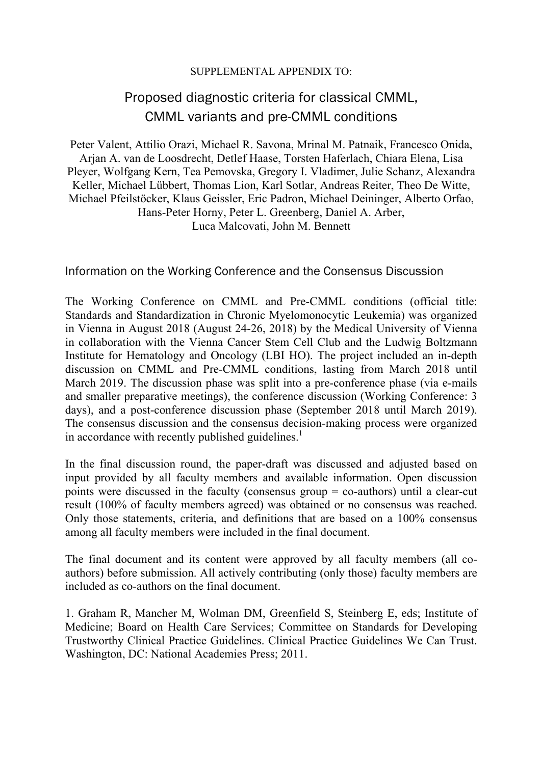SUPPLEMENTAL APPENDIX TO:

# Proposed diagnostic criteria for classical CMML, CMML variants and pre-CMML conditions

Peter Valent, Attilio Orazi, Michael R. Savona, Mrinal M. Patnaik, Francesco Onida, Arjan A. van de Loosdrecht, Detlef Haase, Torsten Haferlach, Chiara Elena, Lisa Pleyer, Wolfgang Kern, Tea Pemovska, Gregory I. Vladimer, Julie Schanz, Alexandra Keller, Michael Lübbert, Thomas Lion, Karl Sotlar, Andreas Reiter, Theo De Witte, Michael Pfeilstöcker, Klaus Geissler, Eric Padron, Michael Deininger, Alberto Orfao, Hans-Peter Horny, Peter L. Greenberg, Daniel A. Arber, Luca Malcovati, John M. Bennett

## Information on the Working Conference and the Consensus Discussion

The Working Conference on CMML and Pre-CMML conditions (official title: Standards and Standardization in Chronic Myelomonocytic Leukemia) was organized in Vienna in August 2018 (August 24-26, 2018) by the Medical University of Vienna in collaboration with the Vienna Cancer Stem Cell Club and the Ludwig Boltzmann Institute for Hematology and Oncology (LBI HO). The project included an in-depth discussion on CMML and Pre-CMML conditions, lasting from March 2018 until March 2019. The discussion phase was split into a pre-conference phase (via e-mails and smaller preparative meetings), the conference discussion (Working Conference: 3 days), and a post-conference discussion phase (September 2018 until March 2019). The consensus discussion and the consensus decision-making process were organized in accordance with recently published guidelines.[1]

In the final discussion round, the paper-draft was discussed and adjusted based on input provided by all faculty members and available information. Open discussion points were discussed in the faculty (consensus group = co-authors) until a clear-cut result (100% of faculty members agreed) was obtained or no consensus was reached. Only those statements, criteria, and definitions that are based on a 100% consensus among all faculty members were included in the final document.

The final document and its content were approved by all faculty members (all co-authors) before submission. All actively contributing (only those) faculty members are included as co-authors on the final document.

1. Graham R, Mancher M, Wolman DM, Greenfield S, Steinberg E, eds; Institute of Medicine; Board on Health Care Services; Committee on Standards for Developing Trustworthy Clinical Practice Guidelines. Clinical Practice Guidelines We Can Trust. Washington, DC: National Academies Press; 2011.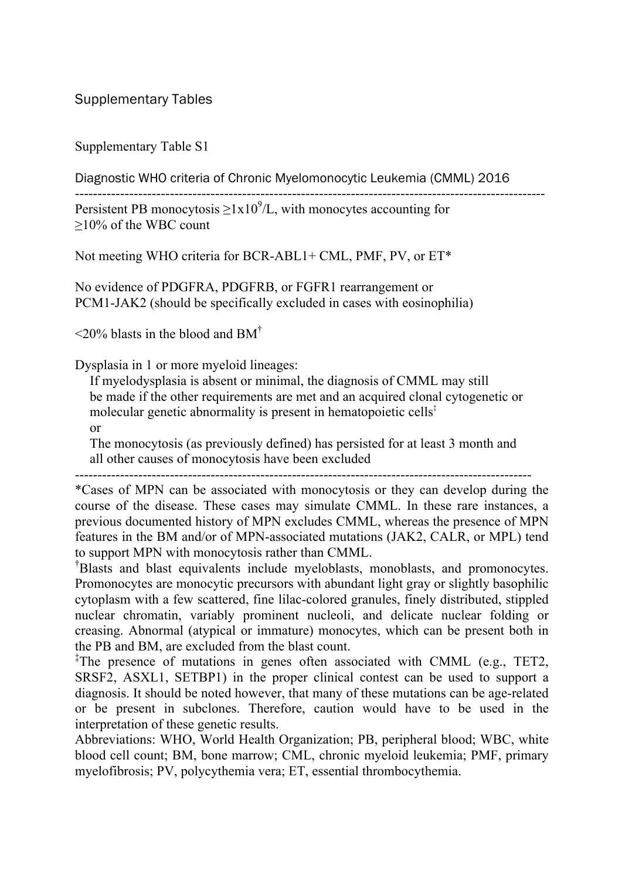# Supplementary Tables

## Supplementary Table S1

Diagnostic WHO criteria of Chronic Myelomonocytic Leukemia (CMML) 2016

---

Persistent PB monocytosis $\geq 1 \times 10^9$/L, with monocytes accounting for $\geq$10% of the WBC count

Not meeting WHO criteria for BCR-ABL1+ CML, PMF, PV, or ET*

No evidence of PDGFRA, PDGFRB, or FGFR1 rearrangement or PCM1-JAK2 (should be specifically excluded in cases with eosinophilia)

<20% blasts in the blood and BM[†]

Dysplasia in 1 or more myeloid lineages:

If myelodysplasia is absent or minimal, the diagnosis of CMML may still be made if the other requirements are met and an acquired clonal cytogenetic or molecular genetic abnormality is present in hematopoietic cells[‡]

or

The monocytosis (as previously defined) has persisted for at least 3 month and all other causes of monocytosis have been excluded

---

*Cases of MPN can be associated with monocytosis or they can develop during the course of the disease. These cases may simulate CMML. In these rare instances, a previous documented history of MPN excludes CMML, whereas the presence of MPN features in the BM and/or of MPN-associated mutations (JAK2, CALR, or MPL) tend to support MPN with monocytosis rather than CMML.

[†]Blasts and blast equivalents include myeloblasts, monoblasts, and promonocytes. Promonocytes are monocytic precursors with abundant light gray or slightly basophilic cytoplasm with a few scattered, fine lilac-colored granules, finely distributed, stippled nuclear chromatin, variably prominent nucleoli, and delicate nuclear folding or creasing. Abnormal (atypical or immature) monocytes, which can be present both in the PB and BM, are excluded from the blast count.

[‡]The presence of mutations in genes often associated with CMML (e.g., TET2, SRSF2, ASXL1, SETBP1) in the proper clinical contest can be used to support a diagnosis. It should be noted however, that many of these mutations can be age-related or be present in subclones. Therefore, caution would have to be used in the interpretation of these genetic results.

Abbreviations: WHO, World Health Organization; PB, peripheral blood; WBC, white blood cell count; BM, bone marrow; CML, chronic myeloid leukemia; PMF, primary myelofibrosis; PV, polycythemia vera; ET, essential thrombocythemia.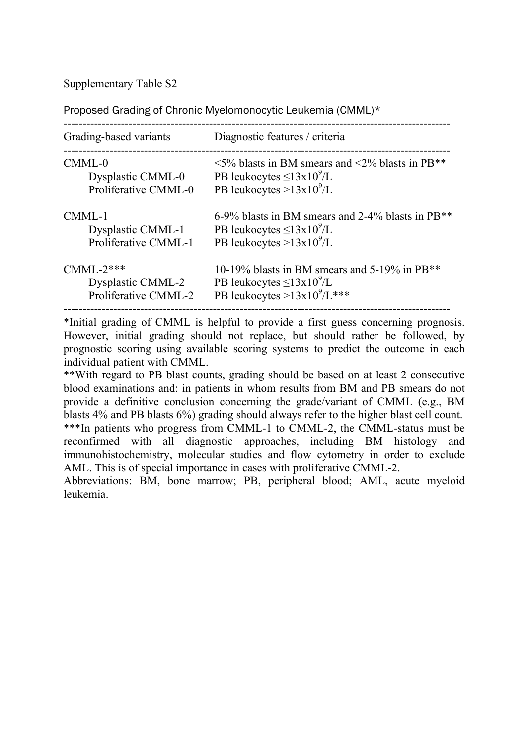Supplementary Table S2

Proposed Grading of Chronic Myelomonocytic Leukemia (CMML)*

| Grading-based variants | Diagnostic features / criteria |
| --- | --- |
| CMML-0 | <5% blasts in BM smears and <2% blasts in PB** |
| Dysplastic CMML-0 | PB leukocytes $\leq 13x10^9$/L |
| Proliferative CMML-0 | PB leukocytes $>13x10^9$/L |
| CMML-1 | 6-9% blasts in BM smears and 2-4% blasts in PB** |
| Dysplastic CMML-1 | PB leukocytes $\leq 13x10^9$/L |
| Proliferative CMML-1 | PB leukocytes $>13x10^9$/L |
| CMML-2*** | 10-19% blasts in BM smears and 5-19% in PB** |
| Dysplastic CMML-2 | PB leukocytes $\leq 13x10^9$/L |
| Proliferative CMML-2 | PB leukocytes $>13x10^9$/L*** |

*Initial grading of CMML is helpful to provide a first guess concerning prognosis. However, initial grading should not replace, but should rather be followed, by prognostic scoring using available scoring systems to predict the outcome in each individual patient with CMML.

**With regard to PB blast counts, grading should be based on at least 2 consecutive blood examinations and: in patients in whom results from BM and PB smears do not provide a definitive conclusion concerning the grade/variant of CMML (e.g., BM blasts 4% and PB blasts 6%) grading should always refer to the higher blast cell count.

***In patients who progress from CMML-1 to CMML-2, the CMML-status must be reconfirmed with all diagnostic approaches, including BM histology and immunohistochemistry, molecular studies and flow cytometry in order to exclude AML. This is of special importance in cases with proliferative CMML-2.

Abbreviations: BM, bone marrow; PB, peripheral blood; AML, acute myeloid leukemia.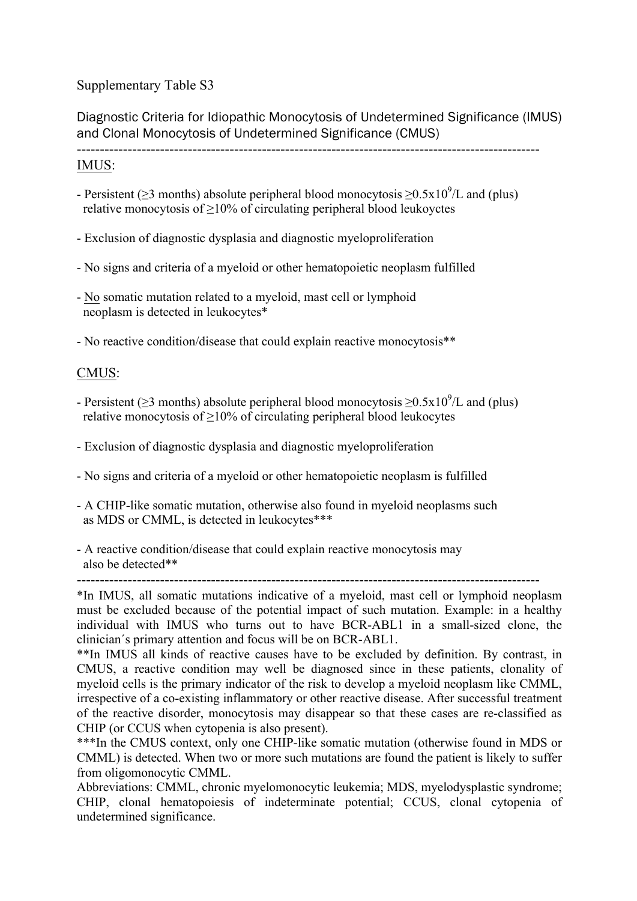Supplementary Table S3

Diagnostic Criteria for Idiopathic Monocytosis of Undetermined Significance (IMUS) and Clonal Monocytosis of Undetermined Significance (CMUS)

---

IMUS:

- Persistent (≥3 months) absolute peripheral blood monocytosis $\geq 0.5 \times 10^9$/L and (plus) relative monocytosis of ≥10% of circulating peripheral blood leukoyctes

- Exclusion of diagnostic dysplasia and diagnostic myeloproliferation

- No signs and criteria of a myeloid or other hematopoietic neoplasm fulfilled

- No somatic mutation related to a myeloid, mast cell or lymphoid neoplasm is detected in leukocytes*

- No reactive condition/disease that could explain reactive monocytosis**

CMUS:

- Persistent (≥3 months) absolute peripheral blood monocytosis $\geq 0.5 \times 10^9$/L and (plus) relative monocytosis of ≥10% of circulating peripheral blood leukocytes

- Exclusion of diagnostic dysplasia and diagnostic myeloproliferation

- No signs and criteria of a myeloid or other hematopoietic neoplasm is fulfilled

- A CHIP-like somatic mutation, otherwise also found in myeloid neoplasms such as MDS or CMML, is detected in leukocytes***

- A reactive condition/disease that could explain reactive monocytosis may also be detected**

---

*In IMUS, all somatic mutations indicative of a myeloid, mast cell or lymphoid neoplasm must be excluded because of the potential impact of such mutation. Example: in a healthy individual with IMUS who turns out to have BCR-ABL1 in a small-sized clone, the clinician´s primary attention and focus will be on BCR-ABL1.

**In IMUS all kinds of reactive causes have to be excluded by definition. By contrast, in CMUS, a reactive condition may well be diagnosed since in these patients, clonality of myeloid cells is the primary indicator of the risk to develop a myeloid neoplasm like CMML, irrespective of a co-existing inflammatory or other reactive disease. After successful treatment of the reactive disorder, monocytosis may disappear so that these cases are re-classified as CHIP (or CCUS when cytopenia is also present).

***In the CMUS context, only one CHIP-like somatic mutation (otherwise found in MDS or CMML) is detected. When two or more such mutations are found the patient is likely to suffer from oligomonocytic CMML.

Abbreviations: CMML, chronic myelomonocytic leukemia; MDS, myelodysplastic syndrome; CHIP, clonal hematopoiesis of indeterminate potential; CCUS, clonal cytopenia of undetermined significance.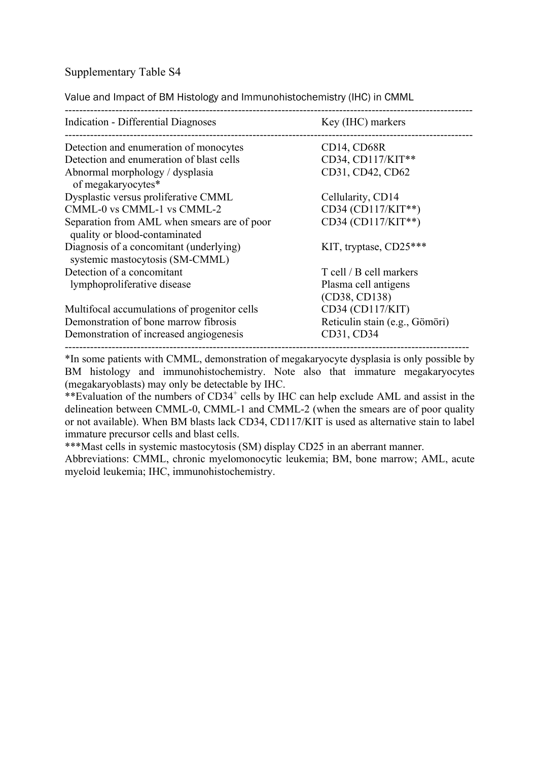Supplementary Table S4

Value and Impact of BM Histology and Immunohistochemistry (IHC) in CMML

| Indication - Differential Diagnoses | Key (IHC) markers |
|---|---|
| Detection and enumeration of monocytes | CD14, CD68R |
| Detection and enumeration of blast cells | CD34, CD117/KIT** |
| Abnormal morphology / dysplasia of megakaryocytes* | CD31, CD42, CD62 |
| Dysplastic versus proliferative CMML | Cellularity, CD14 |
| CMML-0 vs CMML-1 vs CMML-2 | CD34 (CD117/KIT**) |
| Separation from AML when smears are of poor quality or blood-contaminated | CD34 (CD117/KIT**) |
| Diagnosis of a concomitant (underlying) systemic mastocytosis (SM-CMML) | KIT, tryptase, CD25*** |
| Detection of a concomitant lymphoproliferative disease | T cell / B cell markers Plasma cell antigens (CD38, CD138) |
| Multifocal accumulations of progenitor cells | CD34 (CD117/KIT) |
| Demonstration of bone marrow fibrosis | Reticulin stain (e.g., Gömöri) |
| Demonstration of increased angiogenesis | CD31, CD34 |

*In some patients with CMML, demonstration of megakaryocyte dysplasia is only possible by BM histology and immunohistochemistry. Note also that immature megakaryocytes (megakaryoblasts) may only be detectable by IHC.

**Evaluation of the numbers of $CD34^+$ cells by IHC can help exclude AML and assist in the delineation between CMML-0, CMML-1 and CMML-2 (when the smears are of poor quality or not available). When BM blasts lack CD34, CD117/KIT is used as alternative stain to label immature precursor cells and blast cells.

***Mast cells in systemic mastocytosis (SM) display CD25 in an aberrant manner.

Abbreviations: CMML, chronic myelomonocytic leukemia; BM, bone marrow; AML, acute myeloid leukemia; IHC, immunohistochemistry.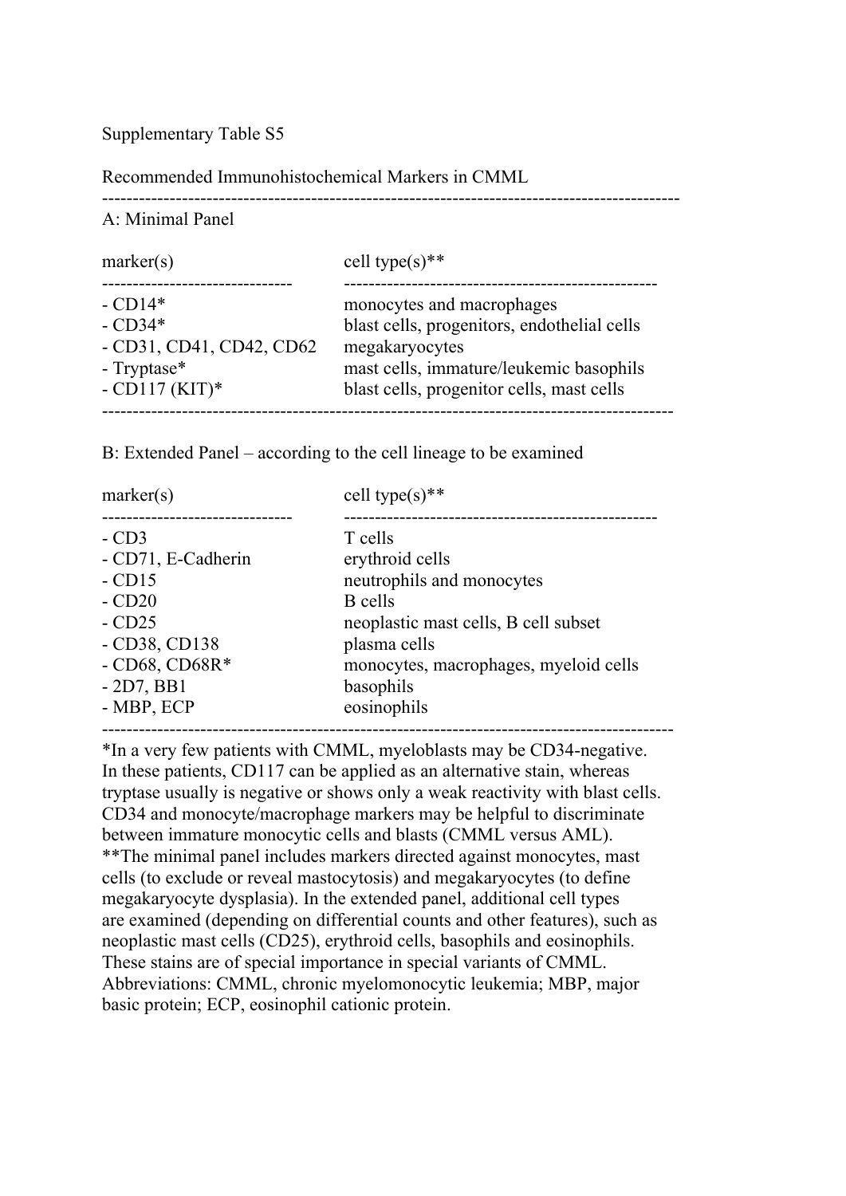Supplementary Table S5

Recommended Immunohistochemical Markers in CMML

A: Minimal Panel

| marker(s) | cell type(s)** |
|---|---|
| - CD14* | monocytes and macrophages |
| - CD34* | blast cells, progenitors, endothelial cells |
| - CD31, CD41, CD42, CD62 | megakaryocytes |
| - Tryptase* | mast cells, immature/leukemic basophils |
| - CD117 (KIT)* | blast cells, progenitor cells, mast cells |

B: Extended Panel – according to the cell lineage to be examined

| marker(s) | cell type(s)** |
|---|---|
| - CD3 | T cells |
| - CD71, E-Cadherin | erythroid cells |
| - CD15 | neutrophils and monocytes |
| - CD20 | B cells |
| - CD25 | neoplastic mast cells, B cell subset |
| - CD38, CD138 | plasma cells |
| - CD68, CD68R* | monocytes, macrophages, myeloid cells |
| - 2D7, BB1 | basophils |
| - MBP, ECP | eosinophils |

*In a very few patients with CMML, myeloblasts may be CD34-negative. In these patients, CD117 can be applied as an alternative stain, whereas tryptase usually is negative or shows only a weak reactivity with blast cells. CD34 and monocyte/macrophage markers may be helpful to discriminate between immature monocytic cells and blasts (CMML versus AML).
**The minimal panel includes markers directed against monocytes, mast cells (to exclude or reveal mastocytosis) and megakaryocytes (to define megakaryocyte dysplasia). In the extended panel, additional cell types are examined (depending on differential counts and other features), such as neoplastic mast cells (CD25), erythroid cells, basophils and eosinophils. These stains are of special importance in special variants of CMML.
Abbreviations: CMML, chronic myelomonocytic leukemia; MBP, major basic protein; ECP, eosinophil cationic protein.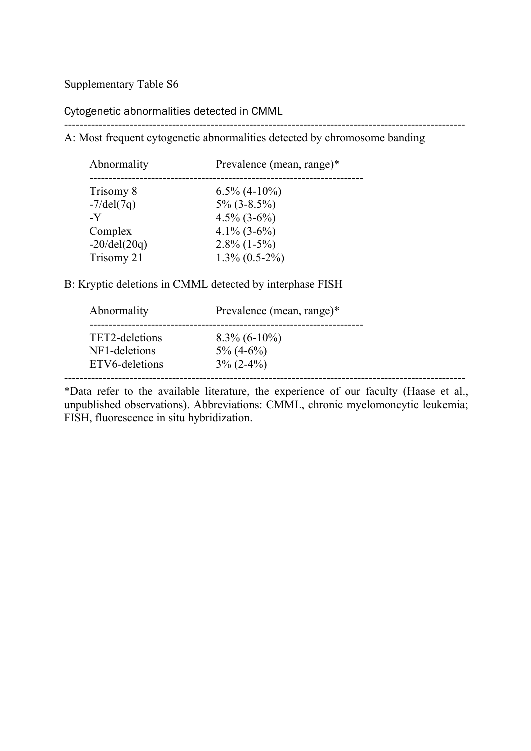Supplementary Table S6

Cytogenetic abnormalities detected in CMML

A: Most frequent cytogenetic abnormalities detected by chromosome banding

| Abnormality | Prevalence (mean, range)* |
|---|---|
| Trisomy 8 | 6.5% (4-10%) |
| -7/del(7q) | 5% (3-8.5%) |
| -Y | 4.5% (3-6%) |
| Complex | 4.1% (3-6%) |
| -20/del(20q) | 2.8% (1-5%) |
| Trisomy 21 | 1.3% (0.5-2%) |

B: Kryptic deletions in CMML detected by interphase FISH

| Abnormality | Prevalence (mean, range)* |
|---|---|
| TET2-deletions | 8.3% (6-10%) |
| NF1-deletions | 5% (4-6%) |
| ETV6-deletions | 3% (2-4%) |

*Data refer to the available literature, the experience of our faculty (Haase et al., unpublished observations). Abbreviations: CMML, chronic myelomoncytic leukemia; FISH, fluorescence in situ hybridization.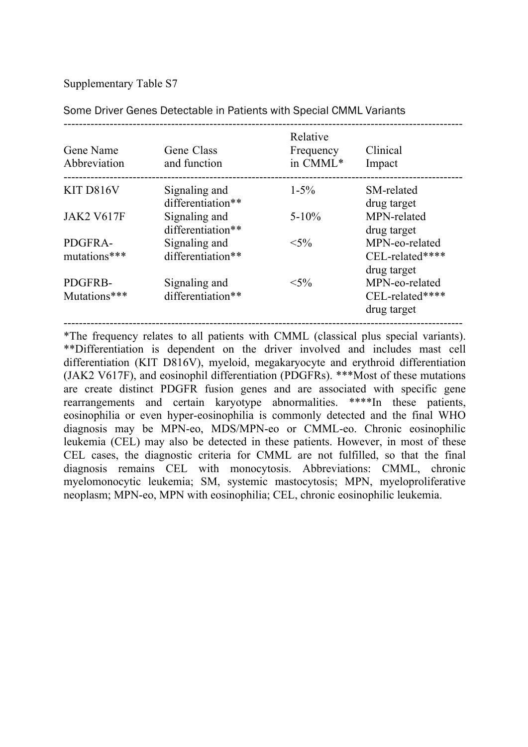Supplementary Table S7

Some Driver Genes Detectable in Patients with Special CMML Variants

| Gene Name Abbreviation | Gene Class and function | Relative Frequency in CMML* | Clinical Impact |
|---|---|---|---|
| KIT D816V | Signaling and differentiation** | 1-5% | SM-related drug target |
| JAK2 V617F | Signaling and differentiation** | 5-10% | MPN-related drug target |
| PDGFRA-mutations*** | Signaling and differentiation** | <5% | MPN-eo-related CEL-related**** drug target |
| PDGFRB-Mutations*** | Signaling and differentiation** | <5% | MPN-eo-related CEL-related**** drug target |

*The frequency relates to all patients with CMML (classical plus special variants). **Differentiation is dependent on the driver involved and includes mast cell differentiation (KIT D816V), myeloid, megakaryocyte and erythroid differentiation (JAK2 V617F), and eosinophil differentiation (PDGFRs). ***Most of these mutations are create distinct PDGFR fusion genes and are associated with specific gene rearrangements and certain karyotype abnormalities. ****In these patients, eosinophilia or even hyper-eosinophilia is commonly detected and the final WHO diagnosis may be MPN-eo, MDS/MPN-eo or CMML-eo. Chronic eosinophilic leukemia (CEL) may also be detected in these patients. However, in most of these CEL cases, the diagnostic criteria for CMML are not fulfilled, so that the final diagnosis remains CEL with monocytosis. Abbreviations: CMML, chronic myelomonocytic leukemia; SM, systemic mastocytosis; MPN, myeloproliferative neoplasm; MPN-eo, MPN with eosinophilia; CEL, chronic eosinophilic leukemia.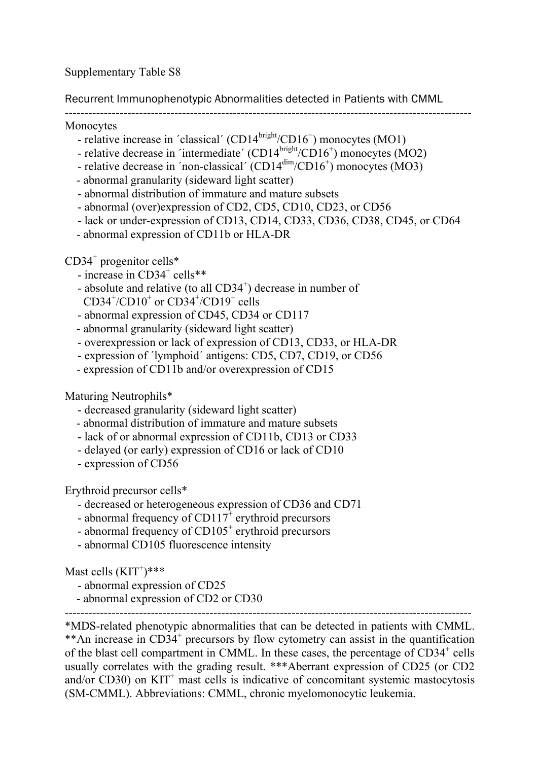Supplementary Table S8

Recurrent Immunophenotypic Abnormalities detected in Patients with CMML

---

Monocytes

- relative increase in ´classical´ ($CD14^{bright}/CD16^{-}$) monocytes (MO1)
- relative decrease in ´intermediate´ ($CD14^{bright}/CD16^{+}$) monocytes (MO2)
- relative decrease in ´non-classical´ ($CD14^{dim}/CD16^{+}$) monocytes (MO3)
- abnormal granularity (sideward light scatter)
- abnormal distribution of immature and mature subsets
- abnormal (over)expression of CD2, CD5, CD10, CD23, or CD56
- lack or under-expression of CD13, CD14, CD33, CD36, CD38, CD45, or CD64
- abnormal expression of CD11b or HLA-DR

$CD34^{+}$ progenitor cells*

- increase in $CD34^{+}$ cells**
- absolute and relative (to all $CD34^{+}$) decrease in number of $CD34^{+}/CD10^{+}$ or $CD34^{+}/CD19^{+}$ cells
- abnormal expression of CD45, CD34 or CD117
- abnormal granularity (sideward light scatter)
- overexpression or lack of expression of CD13, CD33, or HLA-DR
- expression of ´lymphoid´ antigens: CD5, CD7, CD19, or CD56
- expression of CD11b and/or overexpression of CD15

Maturing Neutrophils*

- decreased granularity (sideward light scatter)
- abnormal distribution of immature and mature subsets
- lack of or abnormal expression of CD11b, CD13 or CD33
- delayed (or early) expression of CD16 or lack of CD10
- expression of CD56

Erythroid precursor cells*

- decreased or heterogeneous expression of CD36 and CD71
- abnormal frequency of $CD117^{+}$ erythroid precursors
- abnormal frequency of $CD105^{+}$ erythroid precursors
- abnormal CD105 fluorescence intensity

Mast cells ($KIT^{+}$)***

- abnormal expression of CD25
- abnormal expression of CD2 or CD30

---

*MDS-related phenotypic abnormalities that can be detected in patients with CMML. **An increase in $CD34^{+}$ precursors by flow cytometry can assist in the quantification of the blast cell compartment in CMML. In these cases, the percentage of $CD34^{+}$ cells usually correlates with the grading result. ***Aberrant expression of CD25 (or CD2 and/or CD30) on $KIT^{+}$ mast cells is indicative of concomitant systemic mastocytosis (SM-CMML). Abbreviations: CMML, chronic myelomonocytic leukemia.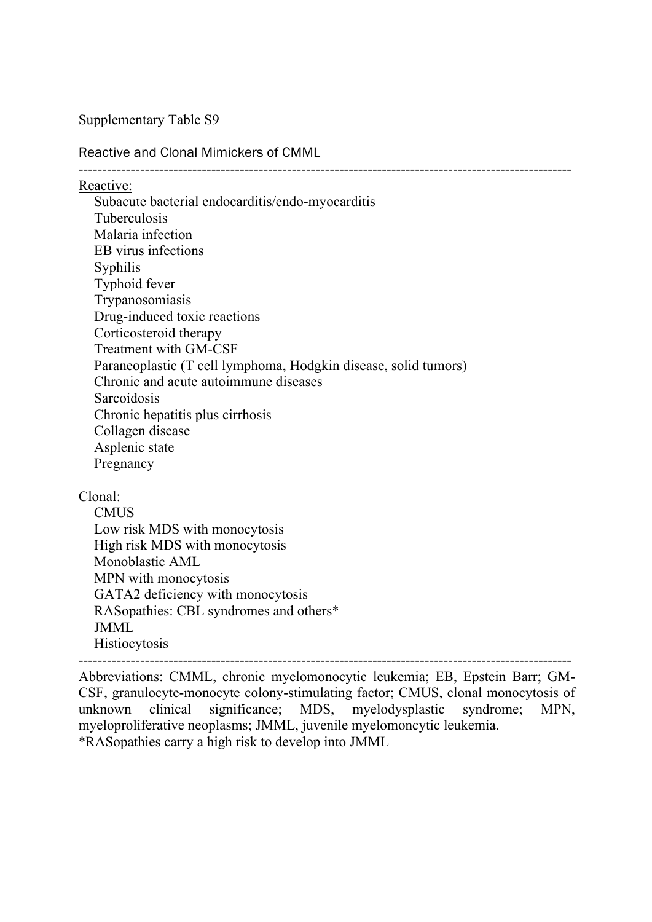Supplementary Table S9

Reactive and Clonal Mimickers of CMML

---

Reactive:

- Subacute bacterial endocarditis/endo-myocarditis
- Tuberculosis
- Malaria infection
- EB virus infections
- Syphilis
- Typhoid fever
- Trypanosomiasis
- Drug-induced toxic reactions
- Corticosteroid therapy
- Treatment with GM-CSF
- Paraneoplastic (T cell lymphoma, Hodgkin disease, solid tumors)
- Chronic and acute autoimmune diseases
- Sarcoidosis
- Chronic hepatitis plus cirrhosis
- Collagen disease
- Asplenic state
- Pregnancy

Clonal:

- CMUS
- Low risk MDS with monocytosis
- High risk MDS with monocytosis
- Monoblastic AML
- MPN with monocytosis
- GATA2 deficiency with monocytosis
- RASopathies: CBL syndromes and others*
- JMML
- Histiocytosis

---

Abbreviations: CMML, chronic myelomonocytic leukemia; EB, Epstein Barr; GM-CSF, granulocyte-monocyte colony-stimulating factor; CMUS, clonal monocytosis of unknown clinical significance; MDS, myelodysplastic syndrome; MPN, myeloproliferative neoplasms; JMML, juvenile myelomoncytic leukemia.

*RASopathies carry a high risk to develop into JMML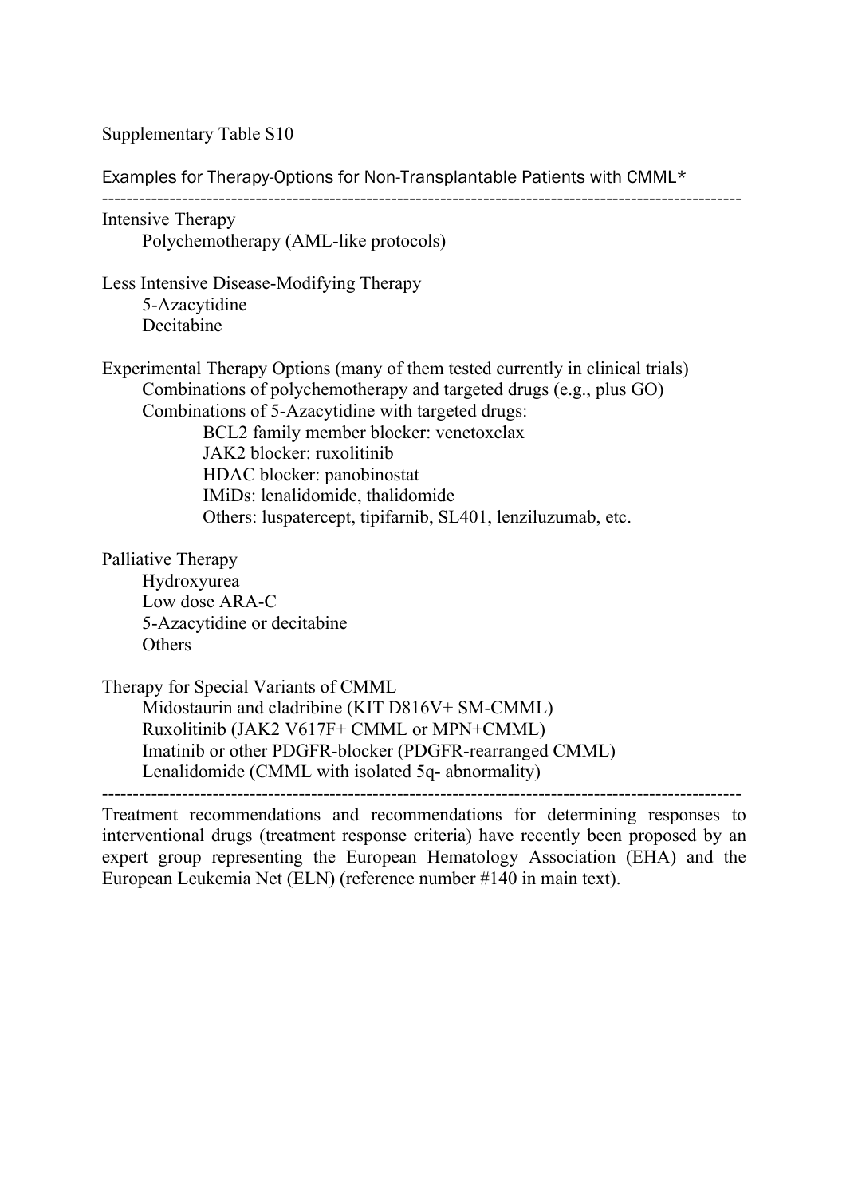Supplementary Table S10

Examples for Therapy-Options for Non-Transplantable Patients with CMML*

---

Intensive Therapy

- Polychemotherapy (AML-like protocols)

Less Intensive Disease-Modifying Therapy

- 5-Azacytidine
- Decitabine

Experimental Therapy Options (many of them tested currently in clinical trials)

- Combinations of polychemotherapy and targeted drugs (e.g., plus GO)
- Combinations of 5-Azacytidine with targeted drugs:
    - BCL2 family member blocker: venetoxclax
    - JAK2 blocker: ruxolitinib
    - HDAC blocker: panobinostat
    - IMiDs: lenalidomide, thalidomide
    - Others: luspatercept, tipifarnib, SL401, lenziluzumab, etc.

Palliative Therapy

- Hydroxyurea
- Low dose ARA-C
- 5-Azacytidine or decitabine
- Others

Therapy for Special Variants of CMML

- Midostaurin and cladribine (KIT D816V+ SM-CMML)
- Ruxolitinib (JAK2 V617F+ CMML or MPN+CMML)
- Imatinib or other PDGFR-blocker (PDGFR-rearranged CMML)
- Lenalidomide (CMML with isolated 5q- abnormality)

---

Treatment recommendations and recommendations for determining responses to interventional drugs (treatment response criteria) have recently been proposed by an expert group representing the European Hematology Association (EHA) and the European Leukemia Net (ELN) (reference number #140 in main text).